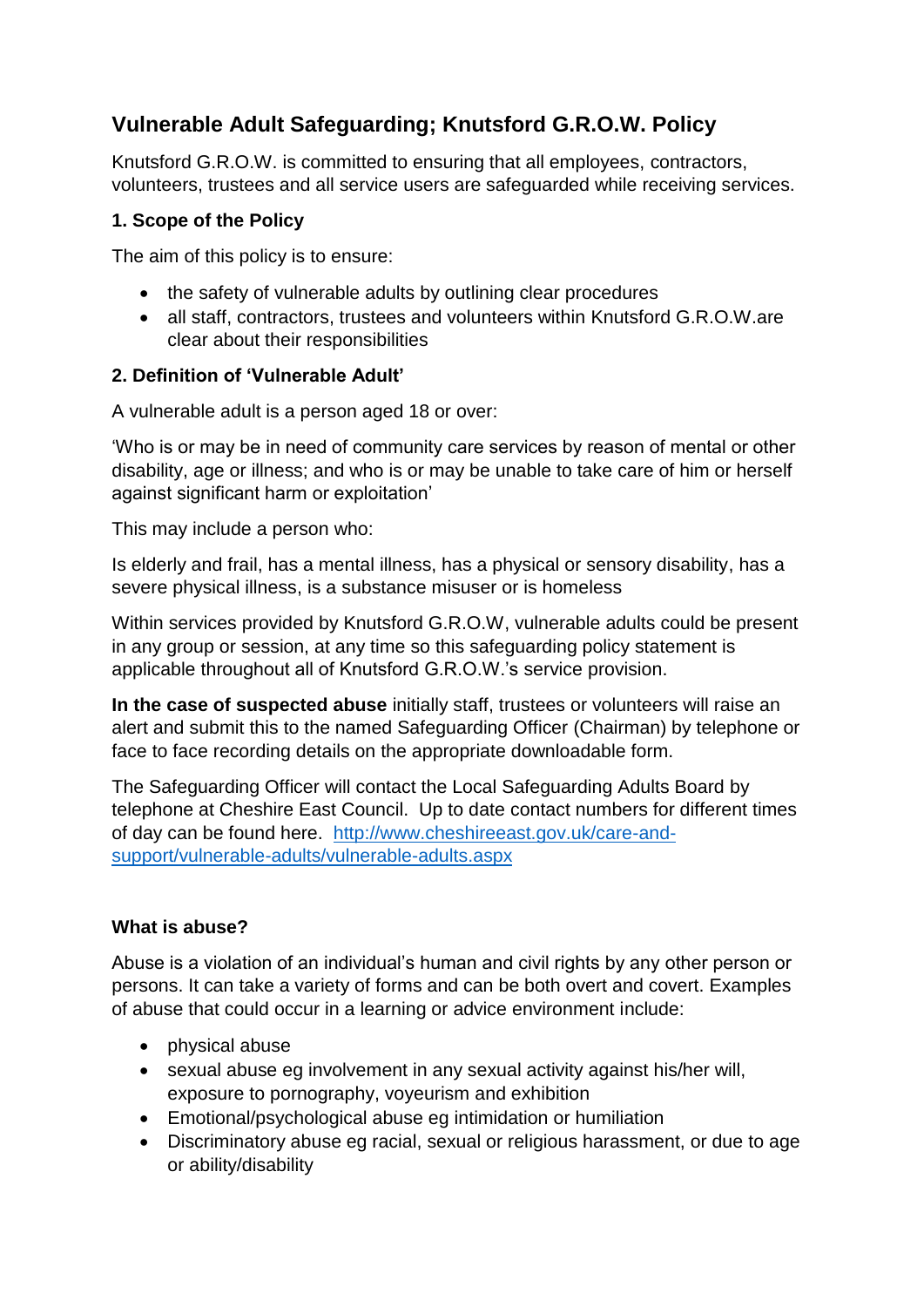# Vulnerable Adult Safeguarding; Knutsford G.R.O.W. Policy

Knutsford G.R.O.W. is committed to ensuring that all employees, contractors, volunteers, trustees and all service users are safeguarded while receiving services.

### 1. Scope of the Policy

The aim of this policy is to ensure:

- the safety of vulnerable adults by outlining clear procedures
- all staff, contractors, trustees and volunteers within Knutsford G.R.O.W.are clear about their responsibilities

### 2. Definition of 'Vulnerable Adult'

A vulnerable adult is a person aged 18 or over:

'Who is or may be in need of community care services by reason of mental or other disability, age or illness; and who is or may be unable to take care of him or herself against significant harm or exploitation'

This may include a person who:

Is elderly and frail, has a mental illness, has a physical or sensory disability, has a severe physical illness, is a substance misuser or is homeless

Within services provided by Knutsford G.R.O.W, vulnerable adults could be present in any group or session, at any time so this safeguarding policy statement is applicable throughout all of Knutsford G.R.O.W.'s service provision.

**In the case of suspected abuse** initially staff, trustees or volunteers will raise an alert and submit this to the named Safeguarding Officer (Chairman) by telephone or face to face recording details on the appropriate downloadable form.

The Safeguarding Officer will contact the Local Safeguarding Adults Board by telephone at Cheshire East Council. Up to date contact numbers for different times of day can be found here. [http://www.cheshireeast.gov.uk/care-and-support/vulnerable-adults/vulnerable-adults.aspx](http://www.cheshireeast.gov.uk/care-and-support/vulnerable-adults/vulnerable-adults.aspx)

### What is abuse?

Abuse is a violation of an individual's human and civil rights by any other person or persons. It can take a variety of forms and can be both overt and covert. Examples of abuse that could occur in a learning or advice environment include:

- physical abuse
- sexual abuse eg involvement in any sexual activity against his/her will, exposure to pornography, voyeurism and exhibition
- Emotional/psychological abuse eg intimidation or humiliation
- Discriminatory abuse eg racial, sexual or religious harassment, or due to age or ability/disability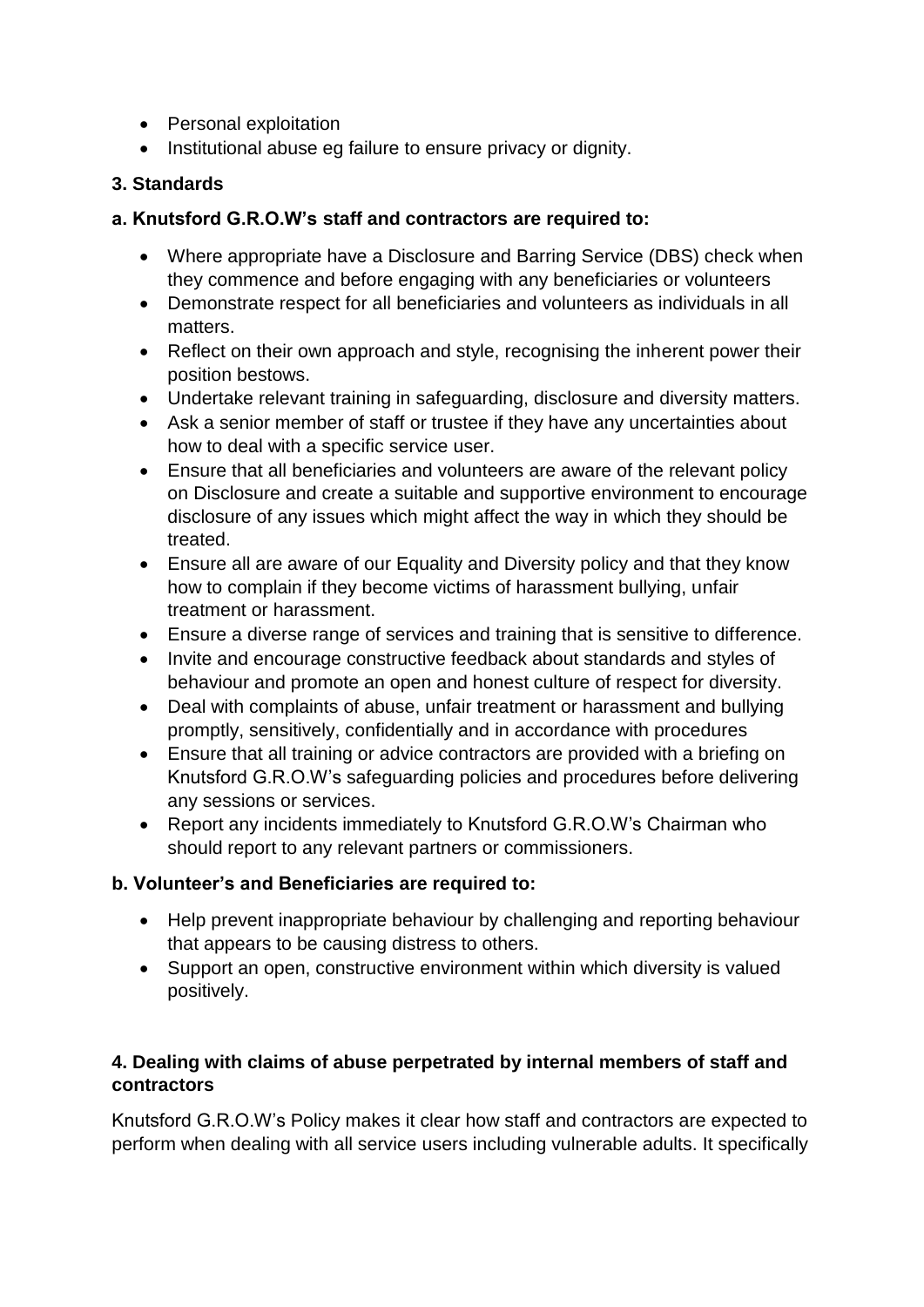- Personal exploitation
- Institutional abuse eg failure to ensure privacy or dignity.

### 3. Standards

#### a. Knutsford G.R.O.W's staff and contractors are required to:

- Where appropriate have a Disclosure and Barring Service (DBS) check when they commence and before engaging with any beneficiaries or volunteers
- Demonstrate respect for all beneficiaries and volunteers as individuals in all matters.
- Reflect on their own approach and style, recognising the inherent power their position bestows.
- Undertake relevant training in safeguarding, disclosure and diversity matters.
- Ask a senior member of staff or trustee if they have any uncertainties about how to deal with a specific service user.
- Ensure that all beneficiaries and volunteers are aware of the relevant policy on Disclosure and create a suitable and supportive environment to encourage disclosure of any issues which might affect the way in which they should be treated.
- Ensure all are aware of our Equality and Diversity policy and that they know how to complain if they become victims of harassment bullying, unfair treatment or harassment.
- Ensure a diverse range of services and training that is sensitive to difference.
- Invite and encourage constructive feedback about standards and styles of behaviour and promote an open and honest culture of respect for diversity.
- Deal with complaints of abuse, unfair treatment or harassment and bullying promptly, sensitively, confidentially and in accordance with procedures
- Ensure that all training or advice contractors are provided with a briefing on Knutsford G.R.O.W's safeguarding policies and procedures before delivering any sessions or services.
- Report any incidents immediately to Knutsford G.R.O.W's Chairman who should report to any relevant partners or commissioners.

#### b. Volunteer's and Beneficiaries are required to:

- Help prevent inappropriate behaviour by challenging and reporting behaviour that appears to be causing distress to others.
- Support an open, constructive environment within which diversity is valued positively.

### 4. Dealing with claims of abuse perpetrated by internal members of staff and contractors

Knutsford G.R.O.W's Policy makes it clear how staff and contractors are expected to perform when dealing with all service users including vulnerable adults. It specifically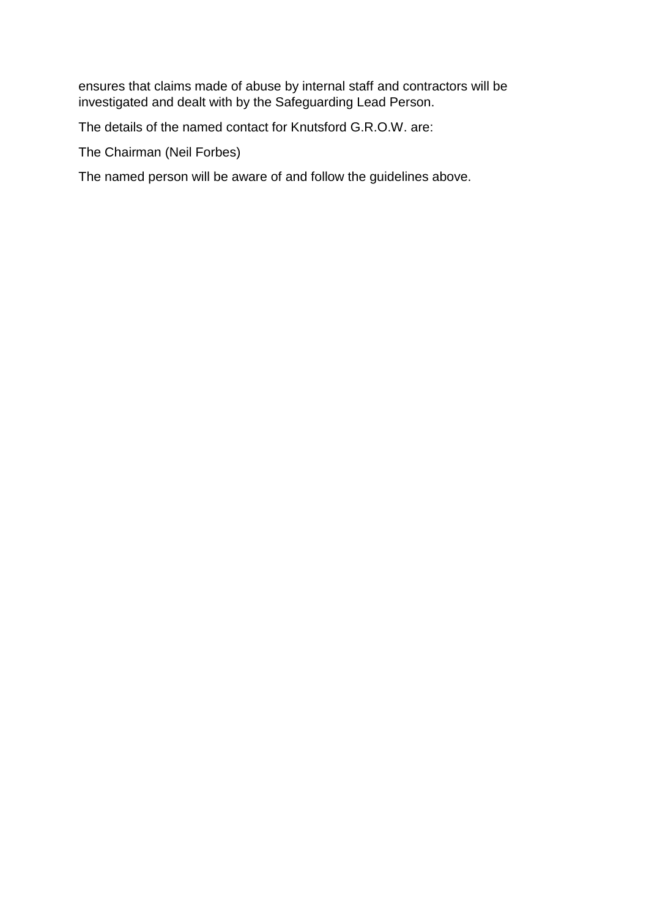ensures that claims made of abuse by internal staff and contractors will be investigated and dealt with by the Safeguarding Lead Person.

The details of the named contact for Knutsford G.R.O.W. are:

The Chairman (Neil Forbes)

The named person will be aware of and follow the guidelines above.